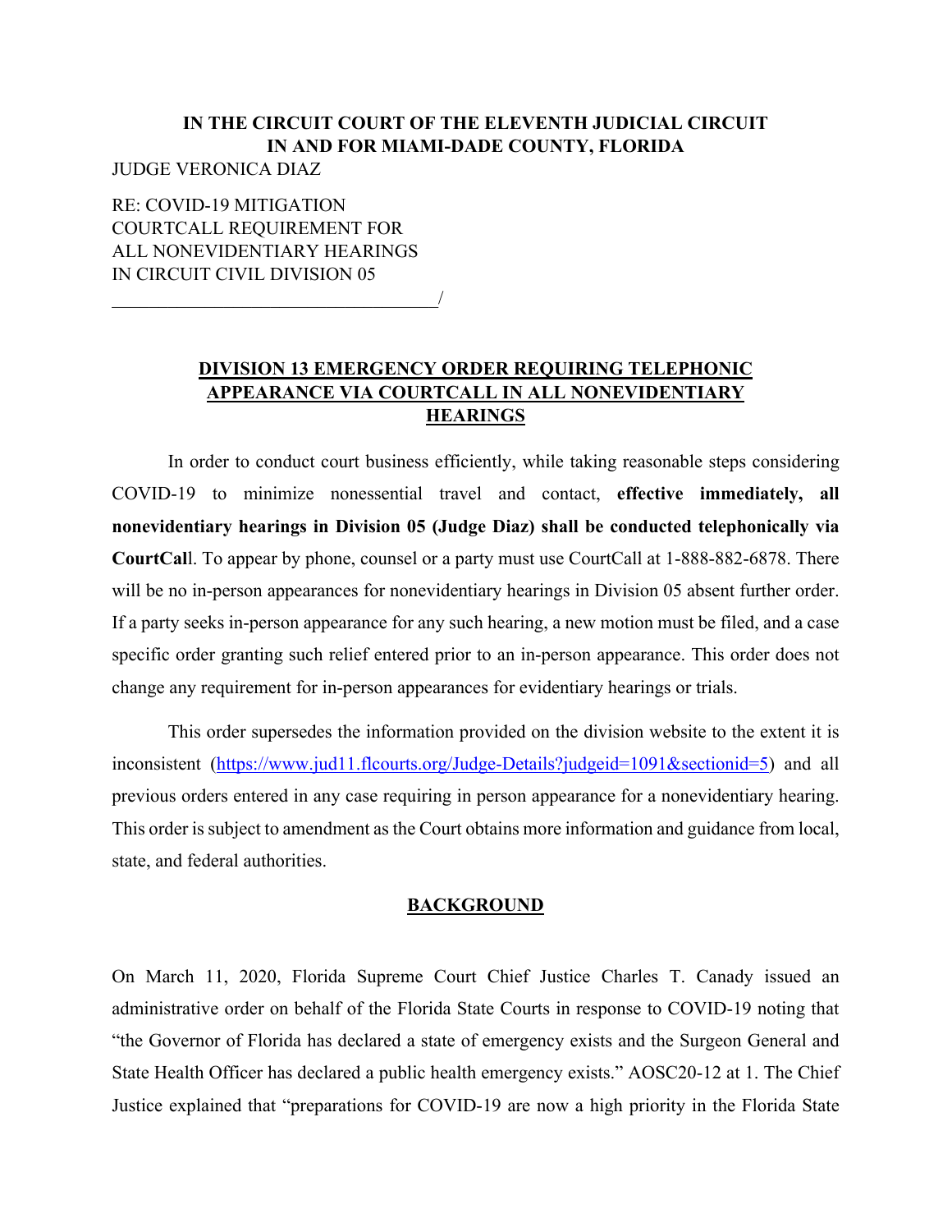**IN THE CIRCUIT COURT OF THE ELEVENTH JUDICIAL CIRCUIT**
**IN AND FOR MIAMI-DADE COUNTY, FLORIDA**

JUDGE VERONICA DIAZ

RE: COVID-19 MITIGATION
COURTCALL REQUIREMENT FOR
ALL NONEVIDENTIARY HEARINGS
IN CIRCUIT CIVIL DIVISION 05
___________________________________/

## DIVISION 13 EMERGENCY ORDER REQUIRING TELEPHONIC APPEARANCE VIA COURTCALL IN ALL NONEVIDENTIARY HEARINGS

In order to conduct court business efficiently, while taking reasonable steps considering COVID-19 to minimize nonessential travel and contact, **effective immediately, all nonevidentiary hearings in Division 05 (Judge Diaz) shall be conducted telephonically via CourtCal**l. To appear by phone, counsel or a party must use CourtCall at 1-888-882-6878. There will be no in-person appearances for nonevidentiary hearings in Division 05 absent further order. If a party seeks in-person appearance for any such hearing, a new motion must be filed, and a case specific order granting such relief entered prior to an in-person appearance. This order does not change any requirement for in-person appearances for evidentiary hearings or trials.

This order supersedes the information provided on the division website to the extent it is inconsistent (https://www.jud11.flcourts.org/Judge-Details?judgeid=1091&sectionid=5) and all previous orders entered in any case requiring in person appearance for a nonevidentiary hearing. This order is subject to amendment as the Court obtains more information and guidance from local, state, and federal authorities.

## BACKGROUND

On March 11, 2020, Florida Supreme Court Chief Justice Charles T. Canady issued an administrative order on behalf of the Florida State Courts in response to COVID-19 noting that "the Governor of Florida has declared a state of emergency exists and the Surgeon General and State Health Officer has declared a public health emergency exists." AOSC20-12 at 1. The Chief Justice explained that "preparations for COVID-19 are now a high priority in the Florida State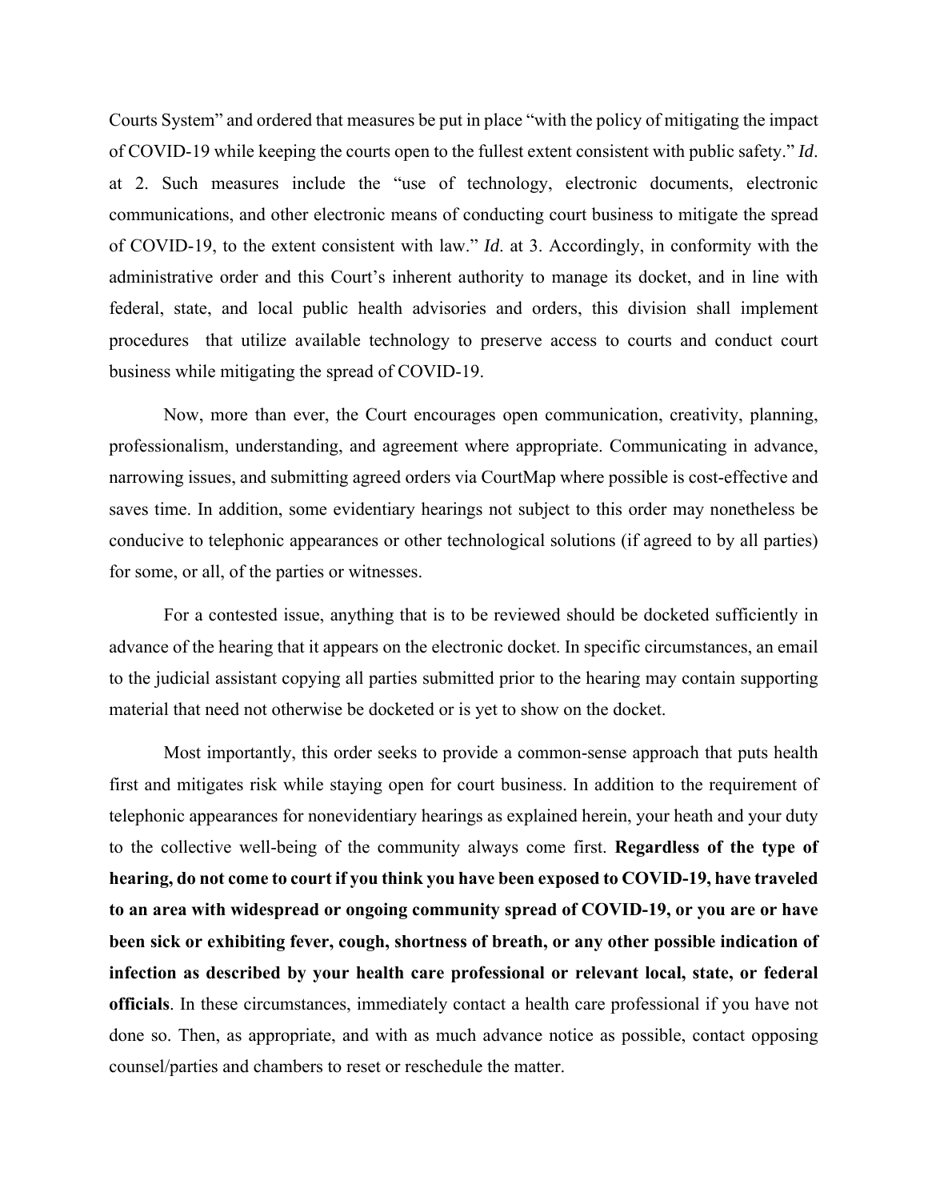Courts System" and ordered that measures be put in place "with the policy of mitigating the impact of COVID-19 while keeping the courts open to the fullest extent consistent with public safety." *Id*. at 2. Such measures include the "use of technology, electronic documents, electronic communications, and other electronic means of conducting court business to mitigate the spread of COVID-19, to the extent consistent with law." *Id*. at 3. Accordingly, in conformity with the administrative order and this Court's inherent authority to manage its docket, and in line with federal, state, and local public health advisories and orders, this division shall implement procedures that utilize available technology to preserve access to courts and conduct court business while mitigating the spread of COVID-19.

Now, more than ever, the Court encourages open communication, creativity, planning, professionalism, understanding, and agreement where appropriate. Communicating in advance, narrowing issues, and submitting agreed orders via CourtMap where possible is cost-effective and saves time. In addition, some evidentiary hearings not subject to this order may nonetheless be conducive to telephonic appearances or other technological solutions (if agreed to by all parties) for some, or all, of the parties or witnesses.

For a contested issue, anything that is to be reviewed should be docketed sufficiently in advance of the hearing that it appears on the electronic docket. In specific circumstances, an email to the judicial assistant copying all parties submitted prior to the hearing may contain supporting material that need not otherwise be docketed or is yet to show on the docket.

Most importantly, this order seeks to provide a common-sense approach that puts health first and mitigates risk while staying open for court business. In addition to the requirement of telephonic appearances for nonevidentiary hearings as explained herein, your heath and your duty to the collective well-being of the community always come first. **Regardless of the type of hearing, do not come to court if you think you have been exposed to COVID-19, have traveled to an area with widespread or ongoing community spread of COVID-19, or you are or have been sick or exhibiting fever, cough, shortness of breath, or any other possible indication of infection as described by your health care professional or relevant local, state, or federal officials**. In these circumstances, immediately contact a health care professional if you have not done so. Then, as appropriate, and with as much advance notice as possible, contact opposing counsel/parties and chambers to reset or reschedule the matter.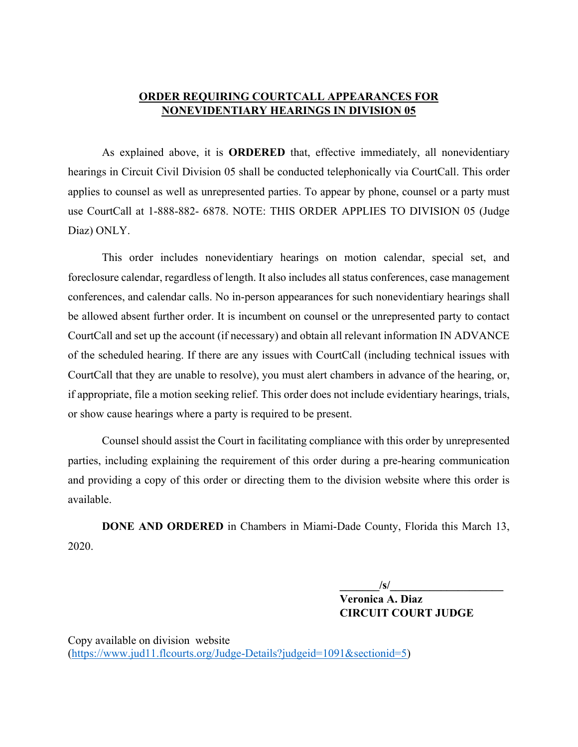**ORDER REQUIRING COURTCALL APPEARANCES FOR NONEVIDENTIARY HEARINGS IN DIVISION 05**

As explained above, it is **ORDERED** that, effective immediately, all nonevidentiary hearings in Circuit Civil Division 05 shall be conducted telephonically via CourtCall. This order applies to counsel as well as unrepresented parties. To appear by phone, counsel or a party must use CourtCall at 1-888-882- 6878. NOTE: THIS ORDER APPLIES TO DIVISION 05 (Judge Diaz) ONLY.

This order includes nonevidentiary hearings on motion calendar, special set, and foreclosure calendar, regardless of length. It also includes all status conferences, case management conferences, and calendar calls. No in-person appearances for such nonevidentiary hearings shall be allowed absent further order. It is incumbent on counsel or the unrepresented party to contact CourtCall and set up the account (if necessary) and obtain all relevant information IN ADVANCE of the scheduled hearing. If there are any issues with CourtCall (including technical issues with CourtCall that they are unable to resolve), you must alert chambers in advance of the hearing, or, if appropriate, file a motion seeking relief. This order does not include evidentiary hearings, trials, or show cause hearings where a party is required to be present.

Counsel should assist the Court in facilitating compliance with this order by unrepresented parties, including explaining the requirement of this order during a pre-hearing communication and providing a copy of this order or directing them to the division website where this order is available.

**DONE AND ORDERED** in Chambers in Miami-Dade County, Florida this March 13, 2020.

**_______/s/____________________**
**Veronica A. Diaz**
**CIRCUIT COURT JUDGE**

Copy available on division website
(https://www.jud11.flcourts.org/Judge-Details?judgeid=1091&sectionid=5)